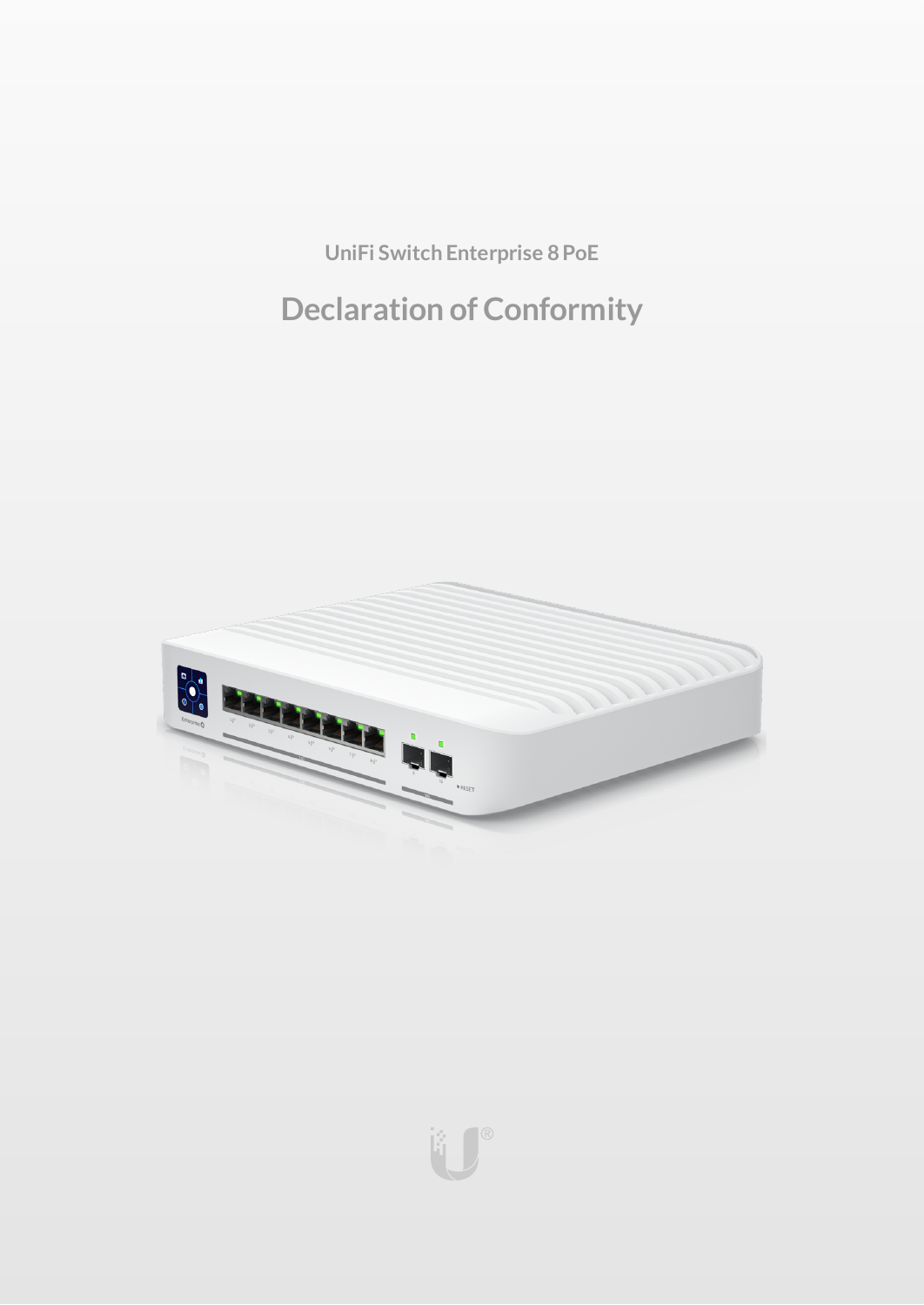UniFi Switch Enterprise 8 PoE

# Declaration of Conformity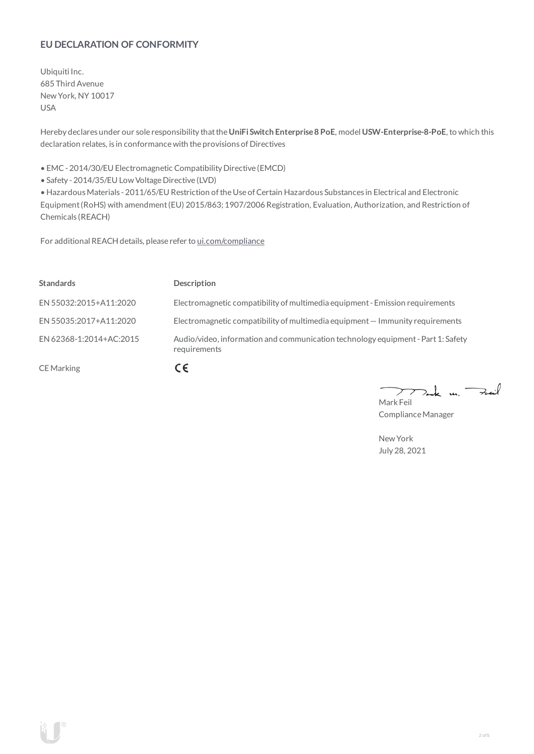## EU DECLARATION OF CONFORMITY

Ubiquiti Inc.
685 Third Avenue
New York, NY 10017
USA

Hereby declares under our sole responsibility that the **UniFi Switch Enterprise 8 PoE**, model **USW-Enterprise-8-PoE**, to which this declaration relates, is in conformance with the provisions of Directives

- EMC - 2014/30/EU Electromagnetic Compatibility Directive (EMCD)
- Safety - 2014/35/EU Low Voltage Directive (LVD)
- Hazardous Materials - 2011/65/EU Restriction of the Use of Certain Hazardous Substances in Electrical and Electronic Equipment (RoHS) with amendment (EU) 2015/863; 1907/2006 Registration, Evaluation, Authorization, and Restriction of Chemicals (REACH)

For additional REACH details, please refer to ui.com/compliance

| Standards | Description |
| --- | --- |
| EN 55032:2015+A11:2020 | Electromagnetic compatibility of multimedia equipment - Emission requirements |
| EN 55035:2017+A11:2020 | Electromagnetic compatibility of multimedia equipment — Immunity requirements |
| EN 62368-1:2014+AC:2015 | Audio/video, information and communication technology equipment - Part 1: Safety requirements |
| CE Marking | CE |

Mark Feil
Compliance Manager

New York
July 28, 2021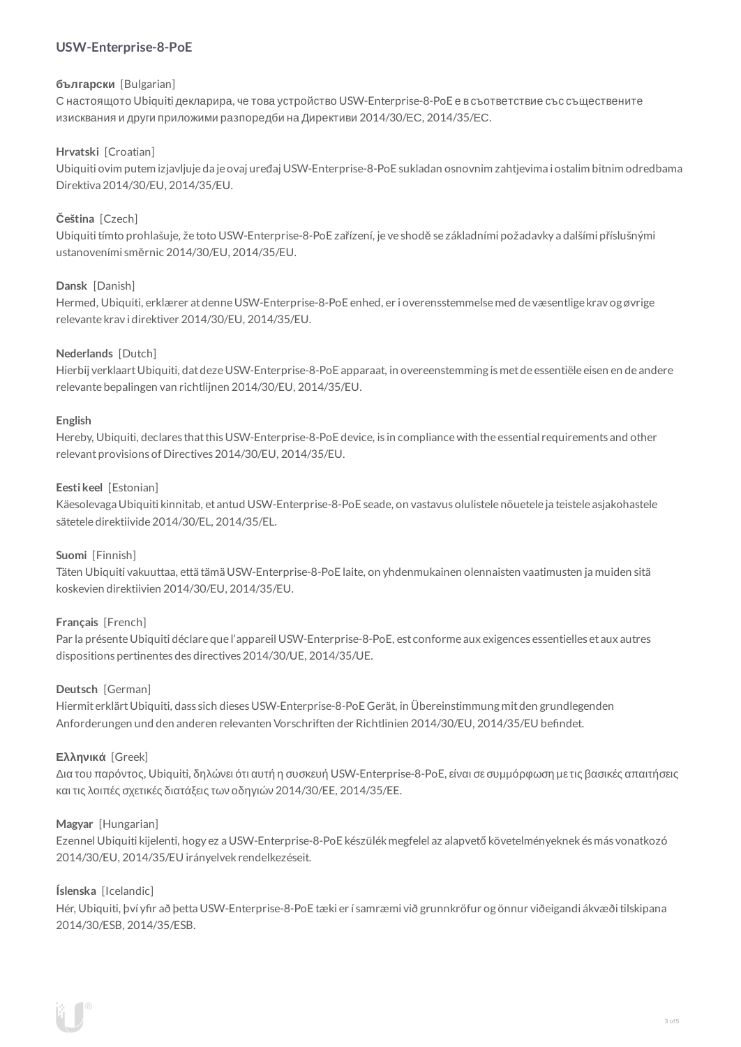**USW-Enterprise-8-PoE**

**български** [Bulgarian]
С настоящото Ubiquiti декларира, че това устройство USW-Enterprise-8-PoE е в съответствие със съществените изисквания и други приложими разпоредби на Директиви 2014/30/ЕС, 2014/35/ЕС.

**Hrvatski** [Croatian]
Ubiquiti ovim putem izjavljuje da je ovaj uređaj USW-Enterprise-8-PoE sukladan osnovnim zahtjevima i ostalim bitnim odredbama Direktiva 2014/30/EU, 2014/35/EU.

**Čeština** [Czech]
Ubiquiti tímto prohlašuje, že toto USW-Enterprise-8-PoE zařízení, je ve shodě se základními požadavky a dalšími příslušnými ustanoveními směrnic 2014/30/EU, 2014/35/EU.

**Dansk** [Danish]
Hermed, Ubiquiti, erklærer at denne USW-Enterprise-8-PoE enhed, er i overensstemmelse med de væsentlige krav og øvrige relevante krav i direktiver 2014/30/EU, 2014/35/EU.

**Nederlands** [Dutch]
Hierbij verklaart Ubiquiti, dat deze USW-Enterprise-8-PoE apparaat, in overeenstemming is met de essentiële eisen en de andere relevante bepalingen van richtlijnen 2014/30/EU, 2014/35/EU.

**English**
Hereby, Ubiquiti, declares that this USW-Enterprise-8-PoE device, is in compliance with the essential requirements and other relevant provisions of Directives 2014/30/EU, 2014/35/EU.

**Eesti keel** [Estonian]
Käesolevaga Ubiquiti kinnitab, et antud USW-Enterprise-8-PoE seade, on vastavus olulistele nõuetele ja teistele asjakohastele sätetele direktiivide 2014/30/EL, 2014/35/EL.

**Suomi** [Finnish]
Täten Ubiquiti vakuuttaa, että tämä USW-Enterprise-8-PoE laite, on yhdenmukainen olennaisten vaatimusten ja muiden sitä koskevien direktiivien 2014/30/EU, 2014/35/EU.

**Français** [French]
Par la présente Ubiquiti déclare que l'appareil USW-Enterprise-8-PoE, est conforme aux exigences essentielles et aux autres dispositions pertinentes des directives 2014/30/UE, 2014/35/UE.

**Deutsch** [German]
Hiermit erklärt Ubiquiti, dass sich dieses USW-Enterprise-8-PoE Gerät, in Übereinstimmung mit den grundlegenden Anforderungen und den anderen relevanten Vorschriften der Richtlinien 2014/30/EU, 2014/35/EU befindet.

**Ελληνικά** [Greek]
Δια του παρόντος, Ubiquiti, δηλώνει ότι αυτή η συσκευή USW-Enterprise-8-PoE, είναι σε συμμόρφωση με τις βασικές απαιτήσεις και τις λοιπές σχετικές διατάξεις των οδηγιών 2014/30/ΕΕ, 2014/35/ΕΕ.

**Magyar** [Hungarian]
Ezennel Ubiquiti kijelenti, hogy ez a USW-Enterprise-8-PoE készülék megfelel az alapvető követelményeknek és más vonatkozó 2014/30/EU, 2014/35/EU irányelvek rendelkezéseit.

**Íslenska** [Icelandic]
Hér, Ubiquiti, því yfir að þetta USW-Enterprise-8-PoE tæki er í samræmi við grunnkröfur og önnur viðeigandi ákvæði tilskipana 2014/30/ESB, 2014/35/ESB.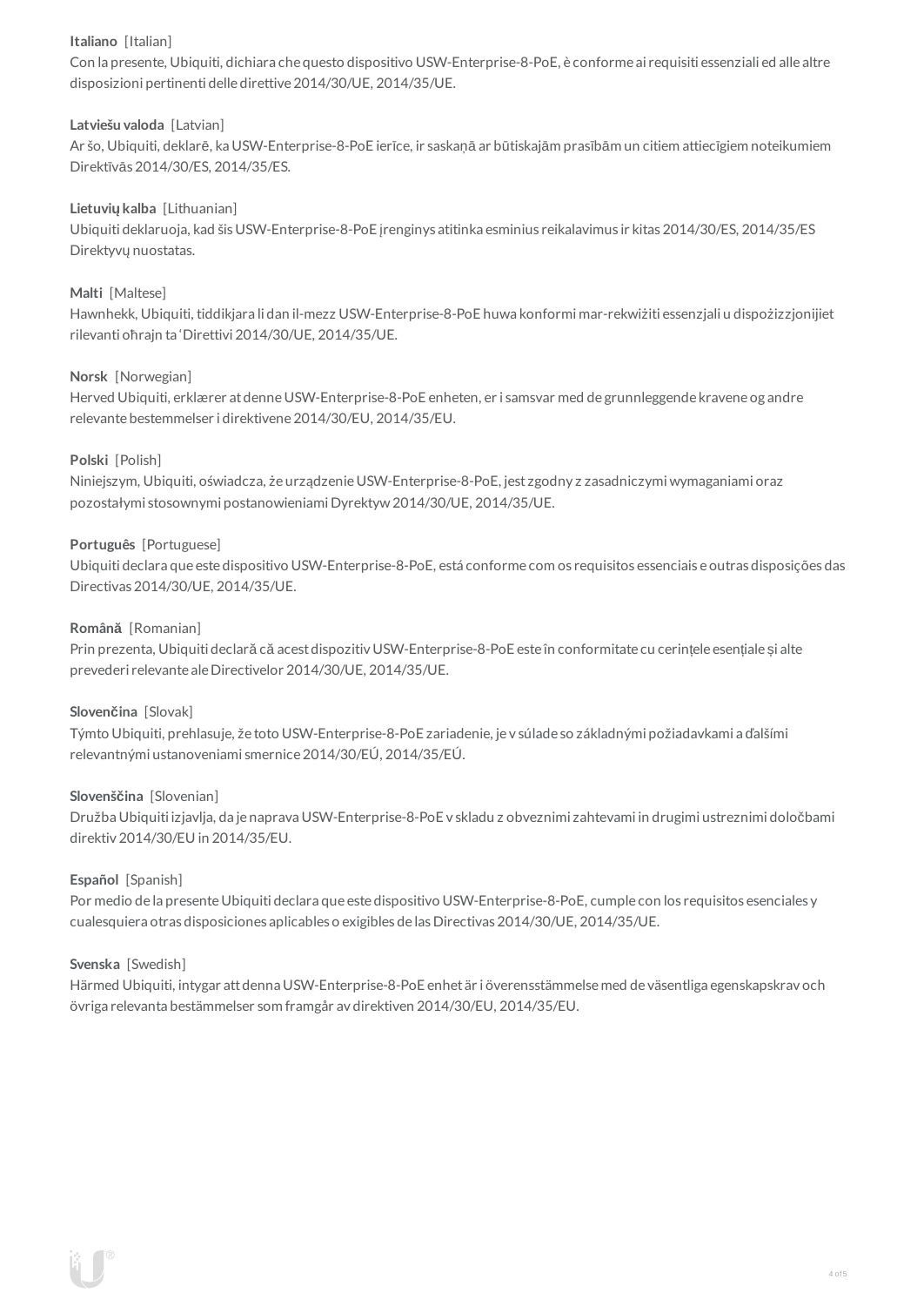**Italiano** [Italian]
Con la presente, Ubiquiti, dichiara che questo dispositivo USW-Enterprise-8-PoE, è conforme ai requisiti essenziali ed alle altre disposizioni pertinenti delle direttive 2014/30/UE, 2014/35/UE.

**Latviešu valoda** [Latvian]
Ar šo, Ubiquiti, deklarē, ka USW-Enterprise-8-PoE ierīce, ir saskaņā ar būtiskajām prasībām un citiem attiecīgiem noteikumiem Direktīvās 2014/30/ES, 2014/35/ES.

**Lietuvių kalba** [Lithuanian]
Ubiquiti deklaruoja, kad šis USW-Enterprise-8-PoE įrenginys atitinka esminius reikalavimus ir kitas 2014/30/ES, 2014/35/ES Direktyvų nuostatas.

**Malti** [Maltese]
Hawnhekk, Ubiquiti, tiddikjara li dan il-mezz USW-Enterprise-8-PoE huwa konformi mar-rekwiżiti essenzjali u dispożizzjonijiet rilevanti oħrajn ta 'Direttivi 2014/30/UE, 2014/35/UE.

**Norsk** [Norwegian]
Herved Ubiquiti, erklærer at denne USW-Enterprise-8-PoE enheten, er i samsvar med de grunnleggende kravene og andre relevante bestemmelser i direktivene 2014/30/EU, 2014/35/EU.

**Polski** [Polish]
Niniejszym, Ubiquiti, oświadcza, że urządzenie USW-Enterprise-8-PoE, jest zgodny z zasadniczymi wymaganiami oraz pozostałymi stosownymi postanowieniami Dyrektyw 2014/30/UE, 2014/35/UE.

**Português** [Portuguese]
Ubiquiti declara que este dispositivo USW-Enterprise-8-PoE, está conforme com os requisitos essenciais e outras disposições das Directivas 2014/30/UE, 2014/35/UE.

**Română** [Romanian]
Prin prezenta, Ubiquiti declară că acest dispozitiv USW-Enterprise-8-PoE este în conformitate cu cerințele esențiale și alte prevederi relevante ale Directivelor 2014/30/UE, 2014/35/UE.

**Slovenčina** [Slovak]
Týmto Ubiquiti, prehlasuje, že toto USW-Enterprise-8-PoE zariadenie, je v súlade so základnými požiadavkami a ďalšími relevantnými ustanoveniami smernice 2014/30/EÚ, 2014/35/EÚ.

**Slovenščina** [Slovenian]
Družba Ubiquiti izjavlja, da je naprava USW-Enterprise-8-PoE v skladu z obveznimi zahtevami in drugimi ustreznimi določbami direktiv 2014/30/EU in 2014/35/EU.

**Español** [Spanish]
Por medio de la presente Ubiquiti declara que este dispositivo USW-Enterprise-8-PoE, cumple con los requisitos esenciales y cualesquiera otras disposiciones aplicables o exigibles de las Directivas 2014/30/UE, 2014/35/UE.

**Svenska** [Swedish]
Härmed Ubiquiti, intygar att denna USW-Enterprise-8-PoE enhet är i överensstämmelse med de väsentliga egenskapskrav och övriga relevanta bestämmelser som framgår av direktiven 2014/30/EU, 2014/35/EU.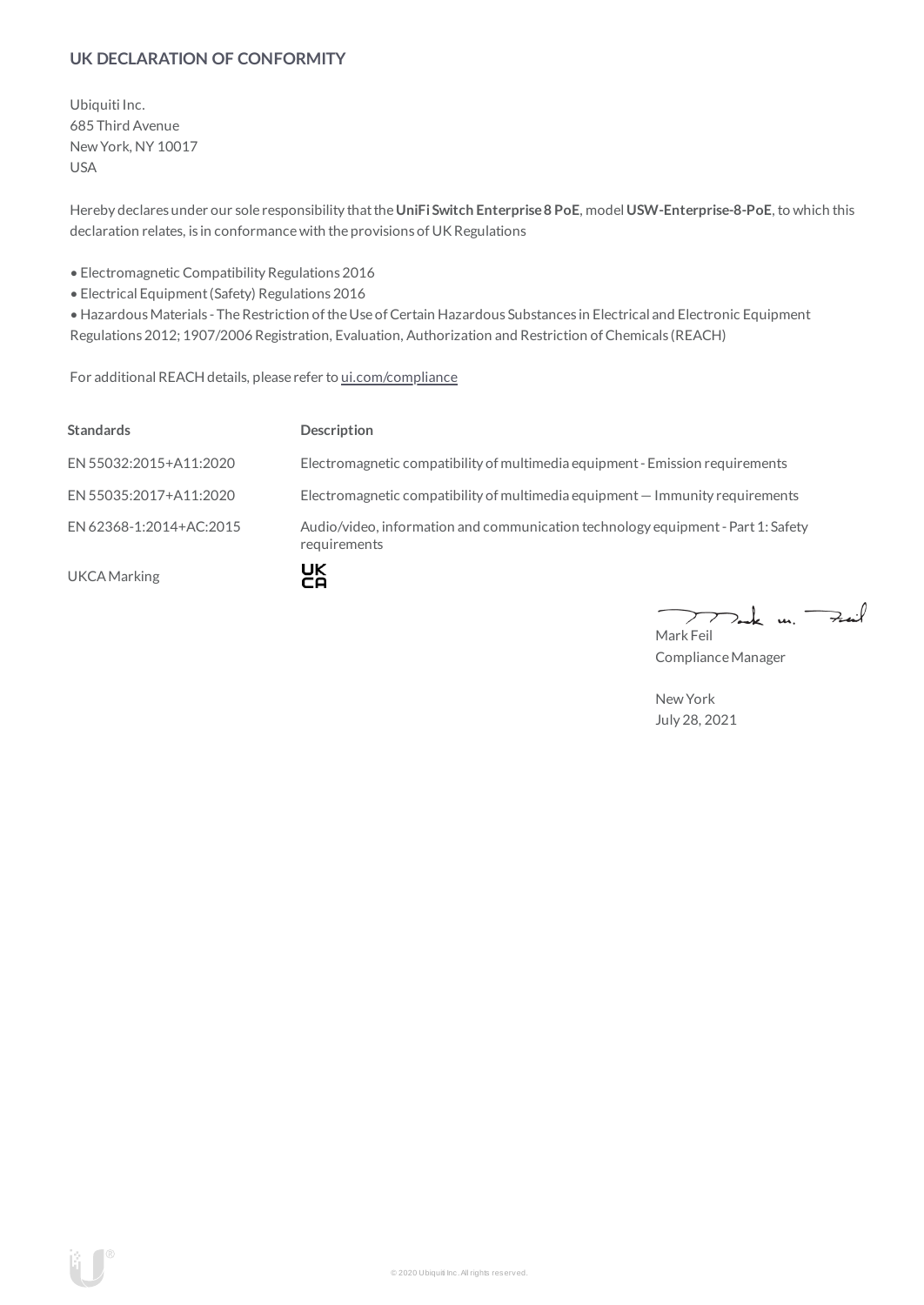## UK DECLARATION OF CONFORMITY

Ubiquiti Inc.
685 Third Avenue
New York, NY 10017
USA

Hereby declares under our sole responsibility that the **UniFi Switch Enterprise 8 PoE**, model **USW-Enterprise-8-PoE**, to which this declaration relates, is in conformance with the provisions of UK Regulations

- Electromagnetic Compatibility Regulations 2016
- Electrical Equipment (Safety) Regulations 2016
- Hazardous Materials - The Restriction of the Use of Certain Hazardous Substances in Electrical and Electronic Equipment Regulations 2012; 1907/2006 Registration, Evaluation, Authorization and Restriction of Chemicals (REACH)

For additional REACH details, please refer to ui.com/compliance

| Standards | Description |
| --- | --- |
| EN 55032:2015+A11:2020 | Electromagnetic compatibility of multimedia equipment - Emission requirements |
| EN 55035:2017+A11:2020 | Electromagnetic compatibility of multimedia equipment — Immunity requirements |
| EN 62368-1:2014+AC:2015 | Audio/video, information and communication technology equipment - Part 1: Safety requirements |
| UKCA Marking | UK CA |

Mark Feil
Compliance Manager

New York
July 28, 2021